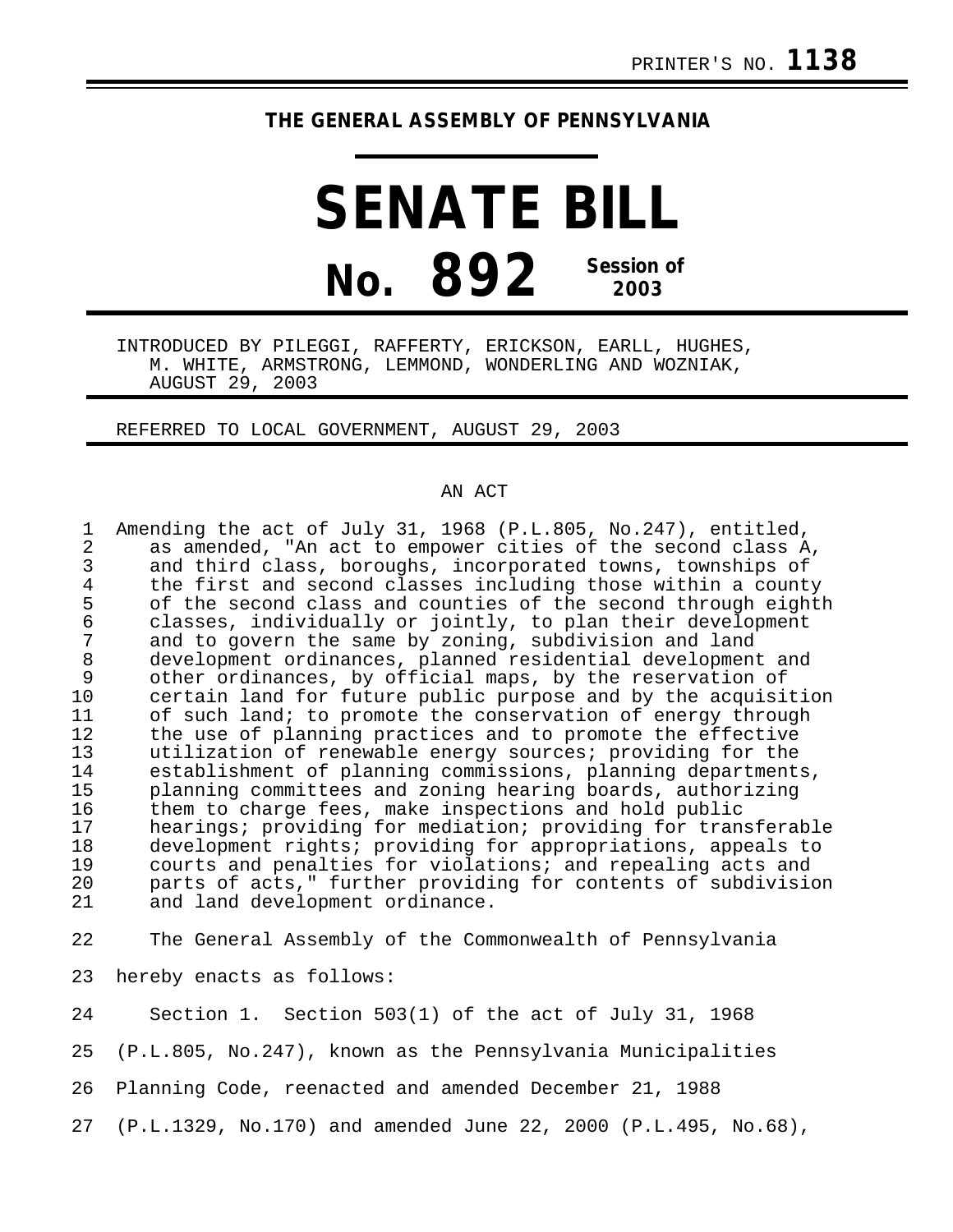PRINTER'S NO. **1138**

**THE GENERAL ASSEMBLY OF PENNSYLVANIA**

# SENATE BILL

# No. 892 Session of 2003

INTRODUCED BY PILEGGI, RAFFERTY, ERICKSON, EARLL, HUGHES, M. WHITE, ARMSTRONG, LEMMOND, WONDERLING AND WOZNIAK, AUGUST 29, 2003

REFERRED TO LOCAL GOVERNMENT, AUGUST 29, 2003

AN ACT

Amending the act of July 31, 1968 (P.L.805, No.247), entitled, as amended, "An act to empower cities of the second class A, and third class, boroughs, incorporated towns, townships of the first and second classes including those within a county of the second class and counties of the second through eighth classes, individually or jointly, to plan their development and to govern the same by zoning, subdivision and land development ordinances, planned residential development and other ordinances, by official maps, by the reservation of certain land for future public purpose and by the acquisition of such land; to promote the conservation of energy through the use of planning practices and to promote the effective utilization of renewable energy sources; providing for the establishment of planning commissions, planning departments, planning committees and zoning hearing boards, authorizing them to charge fees, make inspections and hold public hearings; providing for mediation; providing for transferable development rights; providing for appropriations, appeals to courts and penalties for violations; and repealing acts and parts of acts," further providing for contents of subdivision and land development ordinance.

The General Assembly of the Commonwealth of Pennsylvania hereby enacts as follows:

Section 1. Section 503(1) of the act of July 31, 1968 (P.L.805, No.247), known as the Pennsylvania Municipalities Planning Code, reenacted and amended December 21, 1988 (P.L.1329, No.170) and amended June 22, 2000 (P.L.495, No.68),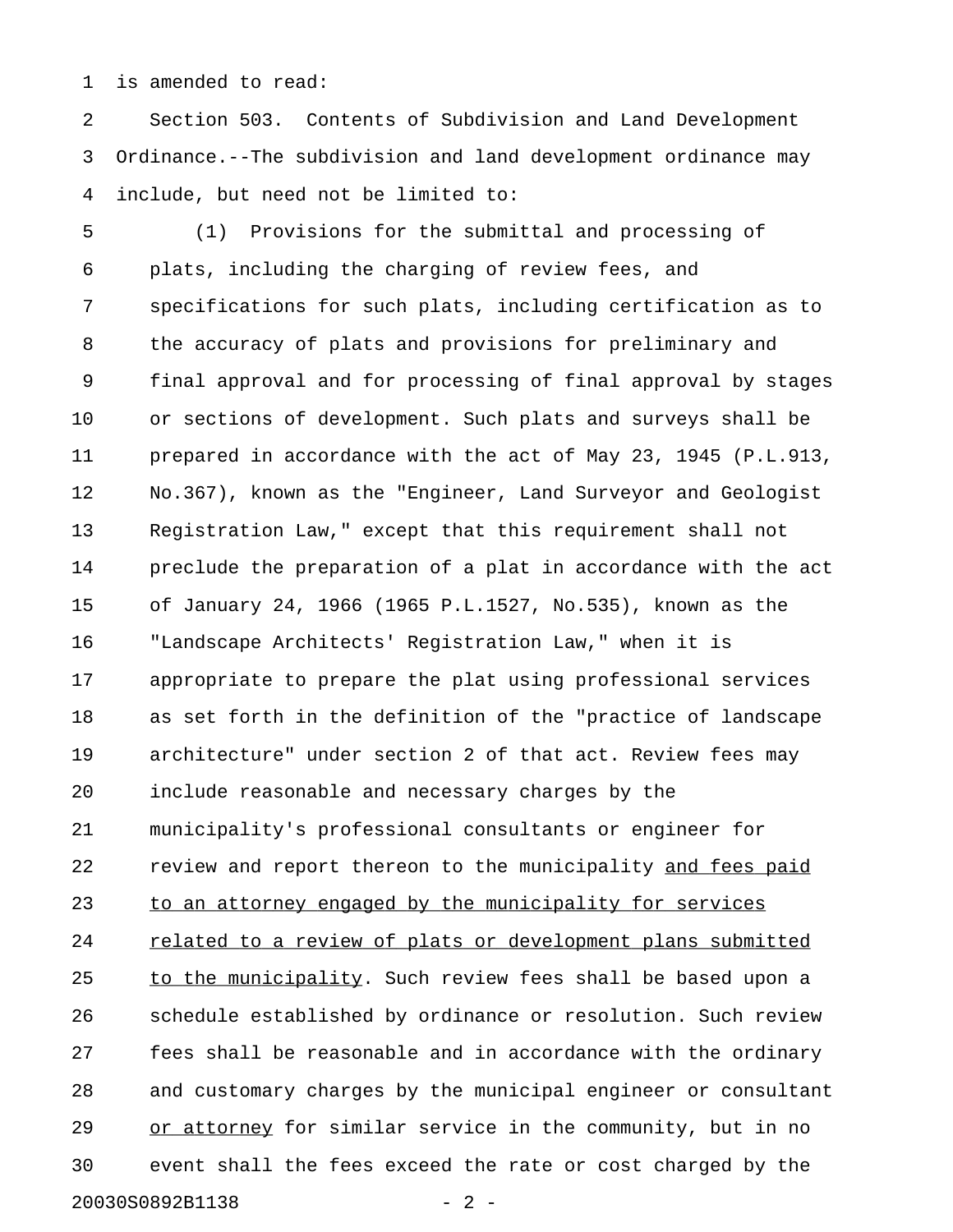is amended to read:

Section 503. Contents of Subdivision and Land Development Ordinance.--The subdivision and land development ordinance may include, but need not be limited to:

(1) Provisions for the submittal and processing of plats, including the charging of review fees, and specifications for such plats, including certification as to the accuracy of plats and provisions for preliminary and final approval and for processing of final approval by stages or sections of development. Such plats and surveys shall be prepared in accordance with the act of May 23, 1945 (P.L.913, No.367), known as the "Engineer, Land Surveyor and Geologist Registration Law," except that this requirement shall not preclude the preparation of a plat in accordance with the act of January 24, 1966 (1965 P.L.1527, No.535), known as the "Landscape Architects' Registration Law," when it is appropriate to prepare the plat using professional services as set forth in the definition of the "practice of landscape architecture" under section 2 of that act. Review fees may include reasonable and necessary charges by the municipality's professional consultants or engineer for review and report thereon to the municipality <u>and fees paid to an attorney engaged by the municipality for services related to a review of plats or development plans submitted to the municipality</u>. Such review fees shall be based upon a schedule established by ordinance or resolution. Such review fees shall be reasonable and in accordance with the ordinary and customary charges by the municipal engineer or consultant <u>or attorney</u> for similar service in the community, but in no event shall the fees exceed the rate or cost charged by the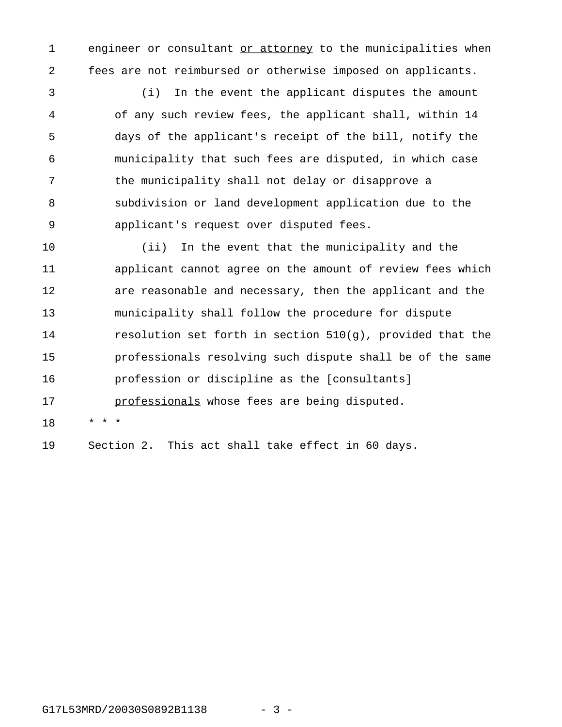engineer or consultant <u>or attorney</u> to the municipalities when fees are not reimbursed or otherwise imposed on applicants.

(i) In the event the applicant disputes the amount of any such review fees, the applicant shall, within 14 days of the applicant's receipt of the bill, notify the municipality that such fees are disputed, in which case the municipality shall not delay or disapprove a subdivision or land development application due to the applicant's request over disputed fees.

(ii) In the event that the municipality and the applicant cannot agree on the amount of review fees which are reasonable and necessary, then the applicant and the municipality shall follow the procedure for dispute resolution set forth in section 510(g), provided that the professionals resolving such dispute shall be of the same profession or discipline as the [consultants] <u>professionals</u> whose fees are being disputed.

* * *

Section 2. This act shall take effect in 60 days.